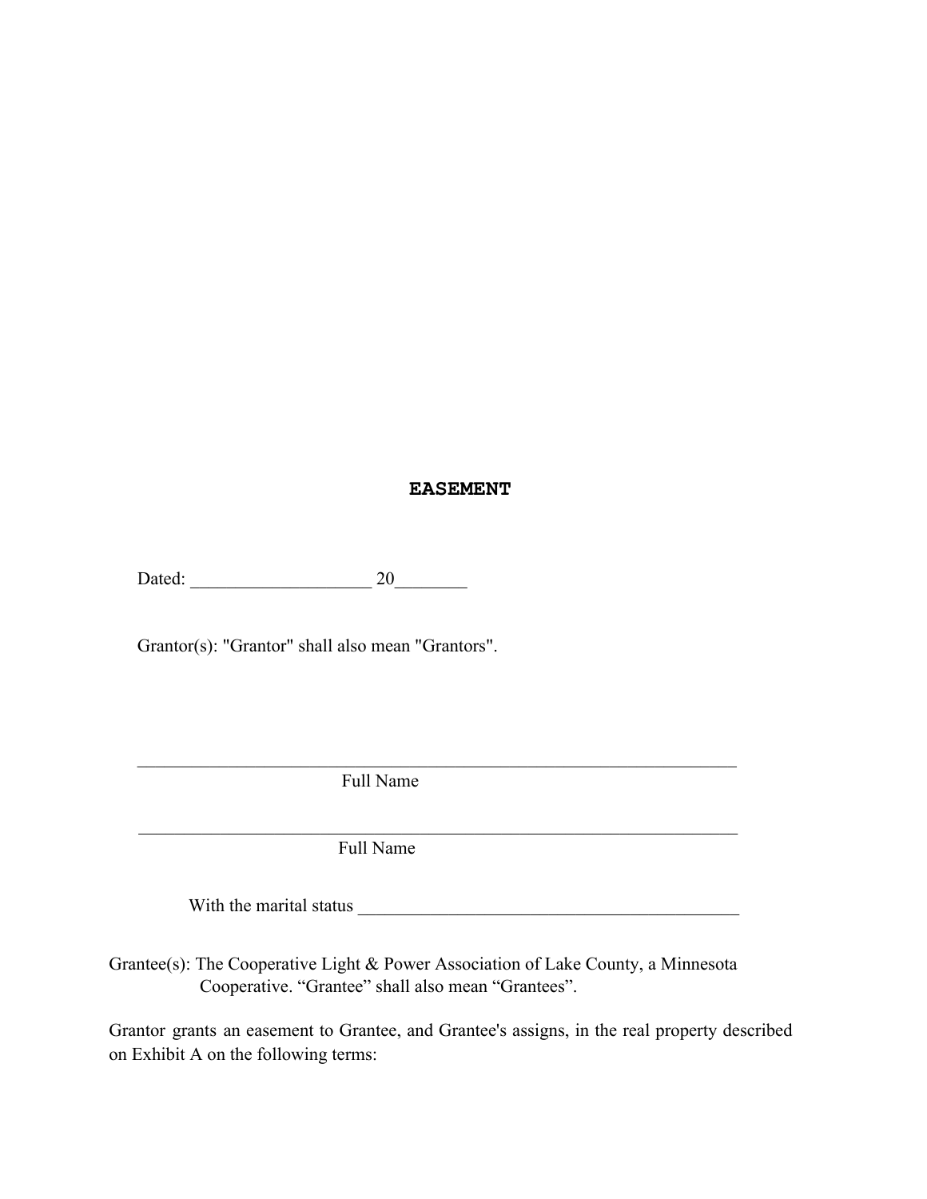# EASEMENT

Dated: ____________________ 20________

Grantor(s): "Grantor" shall also mean "Grantors".

______________________________________________________________________
Full Name

______________________________________________________________________
Full Name

With the marital status ___________________________________________

Grantee(s): The Cooperative Light & Power Association of Lake County, a Minnesota Cooperative. “Grantee” shall also mean “Grantees”.

Grantor grants an easement to Grantee, and Grantee's assigns, in the real property described on Exhibit A on the following terms: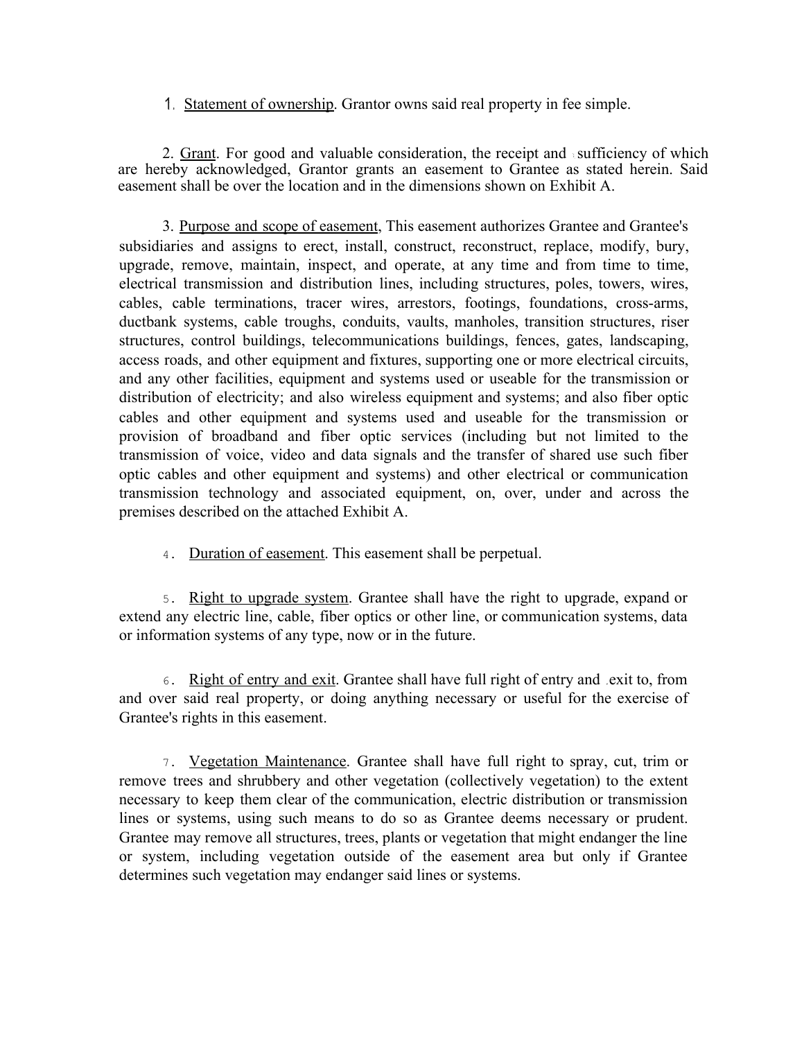1. <u>Statement of ownership</u>. Grantor owns said real property in fee simple.

2. <u>Grant</u>. For good and valuable consideration, the receipt and sufficiency of which are hereby acknowledged, Grantor grants an easement to Grantee as stated herein. Said easement shall be over the location and in the dimensions shown on Exhibit A.

3. <u>Purpose and scope of easement</u>, This easement authorizes Grantee and Grantee's subsidiaries and assigns to erect, install, construct, reconstruct, replace, modify, bury, upgrade, remove, maintain, inspect, and operate, at any time and from time to time, electrical transmission and distribution lines, including structures, poles, towers, wires, cables, cable terminations, tracer wires, arrestors, footings, foundations, cross-arms, ductbank systems, cable troughs, conduits, vaults, manholes, transition structures, riser structures, control buildings, telecommunications buildings, fences, gates, landscaping, access roads, and other equipment and fixtures, supporting one or more electrical circuits, and any other facilities, equipment and systems used or useable for the transmission or distribution of electricity; and also wireless equipment and systems; and also fiber optic cables and other equipment and systems used and useable for the transmission or provision of broadband and fiber optic services (including but not limited to the transmission of voice, video and data signals and the transfer of shared use such fiber optic cables and other equipment and systems) and other electrical or communication transmission technology and associated equipment, on, over, under and across the premises described on the attached Exhibit A.

4. <u>Duration of easement</u>. This easement shall be perpetual.

5. <u>Right to upgrade system</u>. Grantee shall have the right to upgrade, expand or extend any electric line, cable, fiber optics or other line, or communication systems, data or information systems of any type, now or in the future.

6. <u>Right of entry and exit</u>. Grantee shall have full right of entry and exit to, from and over said real property, or doing anything necessary or useful for the exercise of Grantee's rights in this easement.

7. <u>Vegetation Maintenance</u>. Grantee shall have full right to spray, cut, trim or remove trees and shrubbery and other vegetation (collectively vegetation) to the extent necessary to keep them clear of the communication, electric distribution or transmission lines or systems, using such means to do so as Grantee deems necessary or prudent. Grantee may remove all structures, trees, plants or vegetation that might endanger the line or system, including vegetation outside of the easement area but only if Grantee determines such vegetation may endanger said lines or systems.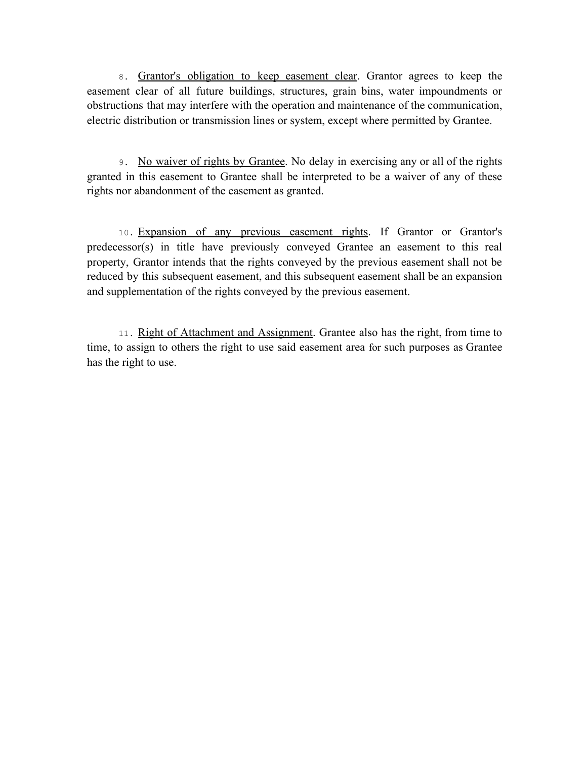8. Grantor's obligation to keep easement clear. Grantor agrees to keep the easement clear of all future buildings, structures, grain bins, water impoundments or obstructions that may interfere with the operation and maintenance of the communication, electric distribution or transmission lines or system, except where permitted by Grantee.

9. No waiver of rights by Grantee. No delay in exercising any or all of the rights granted in this easement to Grantee shall be interpreted to be a waiver of any of these rights nor abandonment of the easement as granted.

10. Expansion of any previous easement rights. If Grantor or Grantor's predecessor(s) in title have previously conveyed Grantee an easement to this real property, Grantor intends that the rights conveyed by the previous easement shall not be reduced by this subsequent easement, and this subsequent easement shall be an expansion and supplementation of the rights conveyed by the previous easement.

11. Right of Attachment and Assignment. Grantee also has the right, from time to time, to assign to others the right to use said easement area for such purposes as Grantee has the right to use.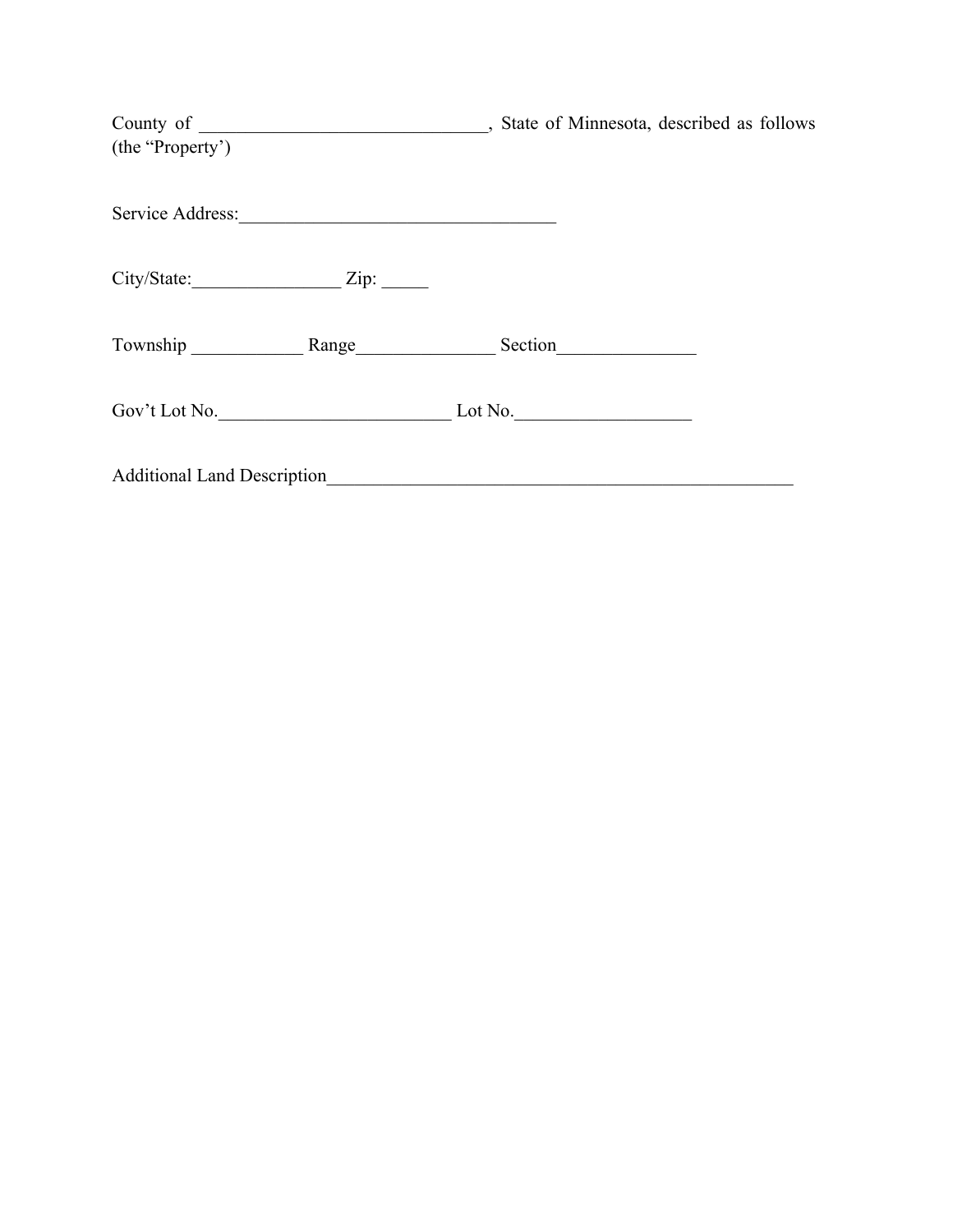County of _______________________________, State of Minnesota, described as follows (the “Property’)

Service Address:__________________________________

City/State:________________ Zip: _____

Township ____________ Range_______________ Section_______________

Gov’t Lot No._________________________ Lot No.___________________

Additional Land Description_____________________________________________________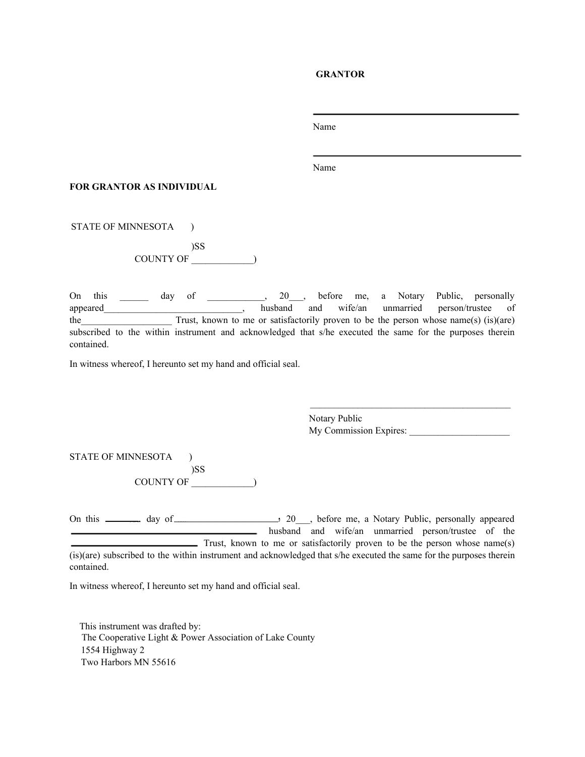**GRANTOR**

\_\_\_\_\_\_\_\_\_\_\_\_\_\_\_\_\_\_\_\_\_\_\_\_\_\_\_\_\_\_\_\_\_\_\_\_\_\_\_\_

Name

\_\_\_\_\_\_\_\_\_\_\_\_\_\_\_\_\_\_\_\_\_\_\_\_\_\_\_\_\_\_\_\_\_\_\_\_\_\_\_\_

Name

**FOR GRANTOR AS INDIVIDUAL**

STATE OF MINNESOTA )
)SS
COUNTY OF _____________)

On this ______ day of ____________, 20___, before me, a Notary Public, personally appeared______________________________, husband and wife/an unmarried person/trustee of the___________________ Trust, known to me or satisfactorily proven to be the person whose name(s) (is)(are) subscribed to the within instrument and acknowledged that s/he executed the same for the purposes therein contained.

In witness whereof, I hereunto set my hand and official seal.

____________________________________________

Notary Public
My Commission Expires: _____________________

STATE OF MINNESOTA )
)SS
COUNTY OF _____________)

On this ________ day of______________________, 20___, before me, a Notary Public, personally appeared ______________________________________ husband and wife/an unmarried person/trustee of the ___________________________ Trust, known to me or satisfactorily proven to be the person whose name(s) (is)(are) subscribed to the within instrument and acknowledged that s/he executed the same for the purposes therein contained.

In witness whereof, I hereunto set my hand and official seal.

This instrument was drafted by:
The Cooperative Light & Power Association of Lake County
1554 Highway 2
Two Harbors MN 55616